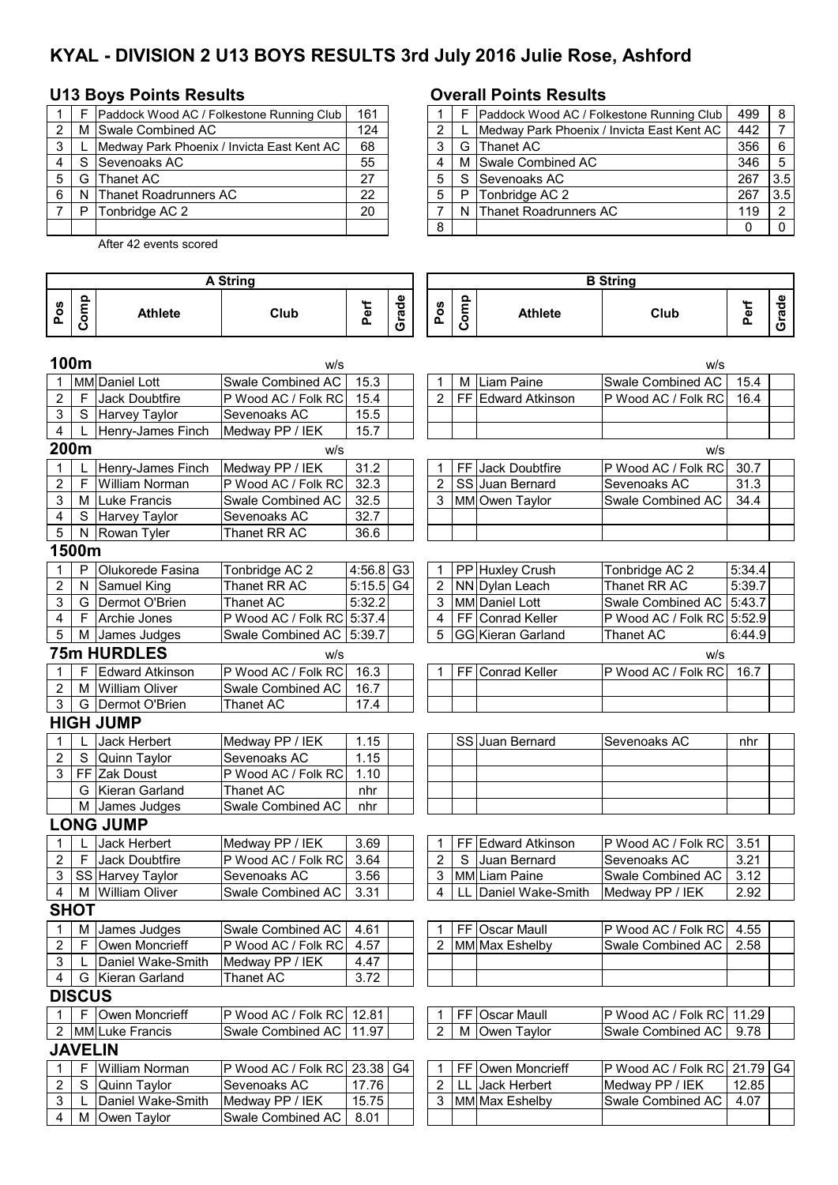# KYAL - DIVISION 2 U13 BOYS RESULTS 3rd July 2016 Julie Rose, Ashford

## U13 Boys Points Results

| | | | |
|---|---|---|---|
| 1 | F | Paddock Wood AC / Folkestone Running Club | 161 |
| 2 | M | Swale Combined AC | 124 |
| 3 | L | Medway Park Phoenix / Invicta East Kent AC | 68 |
| 4 | S | Sevenoaks AC | 55 |
| 5 | G | Thanet AC | 27 |
| 6 | N | Thanet Roadrunners AC | 22 |
| 7 | P | Tonbridge AC 2 | 20 |
| | | | |

After 42 events scored

## Overall Points Results

| | | | | |
|---|---|---|---|---|
| 1 | F | Paddock Wood AC / Folkestone Running Club | 499 | 8 |
| 2 | L | Medway Park Phoenix / Invicta East Kent AC | 442 | 7 |
| 3 | G | Thanet AC | 356 | 6 |
| 4 | M | Swale Combined AC | 346 | 5 |
| 5 | S | Sevenoaks AC | 267 | 3.5 |
| 5 | P | Tonbridge AC 2 | 267 | 3.5 |
| 7 | N | Thanet Roadrunners AC | 119 | 2 |
| 8 | | | 0 | 0 |

| A String | | | | | | B String | | | | | |
|---|---|---|---|---|---|---|---|---|---|---|---|
| Pos | Comp | Athlete | Club | Perf | Grade | Pos | Comp | Athlete | Club | Perf | Grade |
| **100m** | | | w/s | | | | | | w/s | | |
| 1 | MM | Daniel Lott | Swale Combined AC | 15.3 | | 1 | M | Liam Paine | Swale Combined AC | 15.4 | |
| 2 | F | Jack Doubtfire | P Wood AC / Folk RC | 15.4 | | 2 | FF | Edward Atkinson | P Wood AC / Folk RC | 16.4 | |
| 3 | S | Harvey Taylor | Sevenoaks AC | 15.5 | | | | | | | |
| 4 | L | Henry-James Finch | Medway PP / IEK | 15.7 | | | | | | | |
| **200m** | | | w/s | | | | | | w/s | | |
| 1 | L | Henry-James Finch | Medway PP / IEK | 31.2 | | 1 | FF | Jack Doubtfire | P Wood AC / Folk RC | 30.7 | |
| 2 | F | William Norman | P Wood AC / Folk RC | 32.3 | | 2 | SS | Juan Bernard | Sevenoaks AC | 31.3 | |
| 3 | M | Luke Francis | Swale Combined AC | 32.5 | | 3 | MM | Owen Taylor | Swale Combined AC | 34.4 | |
| 4 | S | Harvey Taylor | Sevenoaks AC | 32.7 | | | | | | | |
| 5 | N | Rowan Tyler | Thanet RR AC | 36.6 | | | | | | | |
| **1500m** | | | | | | | | | | | |
| 1 | P | Olukorede Fasina | Tonbridge AC 2 | 4:56.8 | G3 | 1 | PP | Huxley Crush | Tonbridge AC 2 | 5:34.4 | |
| 2 | N | Samuel King | Thanet RR AC | 5:15.5 | G4 | 2 | NN | Dylan Leach | Thanet RR AC | 5:39.7 | |
| 3 | G | Dermot O'Brien | Thanet AC | 5:32.2 | | 3 | MM | Daniel Lott | Swale Combined AC | 5:43.7 | |
| 4 | F | Archie Jones | P Wood AC / Folk RC | 5:37.4 | | 4 | FF | Conrad Keller | P Wood AC / Folk RC | 5:52.9 | |
| 5 | M | James Judges | Swale Combined AC | 5:39.7 | | 5 | GG | Kieran Garland | Thanet AC | 6:44.9 | |
| **75m HURDLES** | | | w/s | | | | | | w/s | | |
| 1 | F | Edward Atkinson | P Wood AC / Folk RC | 16.3 | | 1 | FF | Conrad Keller | P Wood AC / Folk RC | 16.7 | |
| 2 | M | William Oliver | Swale Combined AC | 16.7 | | | | | | | |
| 3 | G | Dermot O'Brien | Thanet AC | 17.4 | | | | | | | |
| **HIGH JUMP** | | | | | | | | | | | |
| 1 | L | Jack Herbert | Medway PP / IEK | 1.15 | | | SS | Juan Bernard | Sevenoaks AC | nhr | |
| 2 | S | Quinn Taylor | Sevenoaks AC | 1.15 | | | | | | | |
| 3 | FF | Zak Doust | P Wood AC / Folk RC | 1.10 | | | | | | | |
| | G | Kieran Garland | Thanet AC | nhr | | | | | | | |
| | M | James Judges | Swale Combined AC | nhr | | | | | | | |
| **LONG JUMP** | | | | | | | | | | | |
| 1 | L | Jack Herbert | Medway PP / IEK | 3.69 | | 1 | FF | Edward Atkinson | P Wood AC / Folk RC | 3.51 | |
| 2 | F | Jack Doubtfire | P Wood AC / Folk RC | 3.64 | | 2 | S | Juan Bernard | Sevenoaks AC | 3.21 | |
| 3 | SS | Harvey Taylor | Sevenoaks AC | 3.56 | | 3 | MM | Liam Paine | Swale Combined AC | 3.12 | |
| 4 | M | William Oliver | Swale Combined AC | 3.31 | | 4 | LL | Daniel Wake-Smith | Medway PP / IEK | 2.92 | |
| **SHOT** | | | | | | | | | | | |
| 1 | M | James Judges | Swale Combined AC | 4.61 | | 1 | FF | Oscar Maull | P Wood AC / Folk RC | 4.55 | |
| 2 | F | Owen Moncrieff | P Wood AC / Folk RC | 4.57 | | 2 | MM | Max Eshelby | Swale Combined AC | 2.58 | |
| 3 | L | Daniel Wake-Smith | Medway PP / IEK | 4.47 | | | | | | | |
| 4 | G | Kieran Garland | Thanet AC | 3.72 | | | | | | | |
| **DISCUS** | | | | | | | | | | | |
| 1 | F | Owen Moncrieff | P Wood AC / Folk RC | 12.81 | | 1 | FF | Oscar Maull | P Wood AC / Folk RC | 11.29 | |
| 2 | MM | Luke Francis | Swale Combined AC | 11.97 | | 2 | M | Owen Taylor | Swale Combined AC | 9.78 | |
| **JAVELIN** | | | | | | | | | | | |
| 1 | F | William Norman | P Wood AC / Folk RC | 23.38 | G4 | 1 | FF | Owen Moncrieff | P Wood AC / Folk RC | 21.79 | G4 |
| 2 | S | Quinn Taylor | Sevenoaks AC | 17.76 | | 2 | LL | Jack Herbert | Medway PP / IEK | 12.85 | |
| 3 | L | Daniel Wake-Smith | Medway PP / IEK | 15.75 | | 3 | MM | Max Eshelby | Swale Combined AC | 4.07 | |
| 4 | M | Owen Taylor | Swale Combined AC | 8.01 | | | | | | | |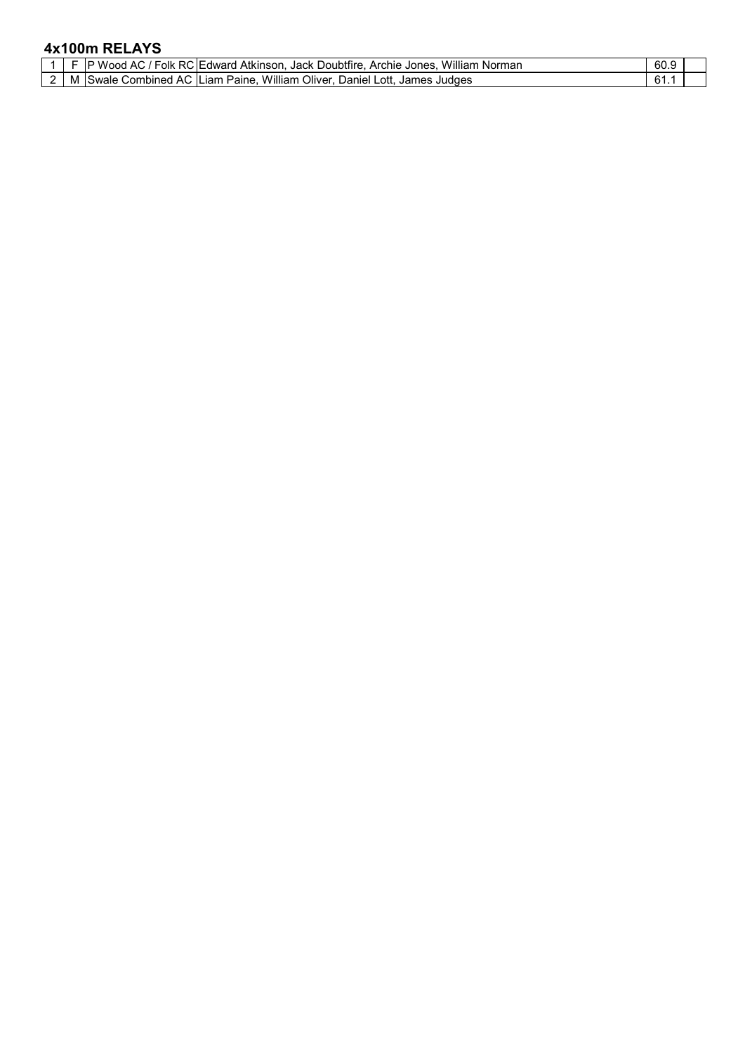## 4x100m RELAYS

| | | | | | |
|---|---|---|---|---|---|
| 1 | F | P Wood AC / Folk RC | Edward Atkinson, Jack Doubtfire, Archie Jones, William Norman | 60.9 | |
| 2 | M | Swale Combined AC | Liam Paine, William Oliver, Daniel Lott, James Judges | 61.1 | |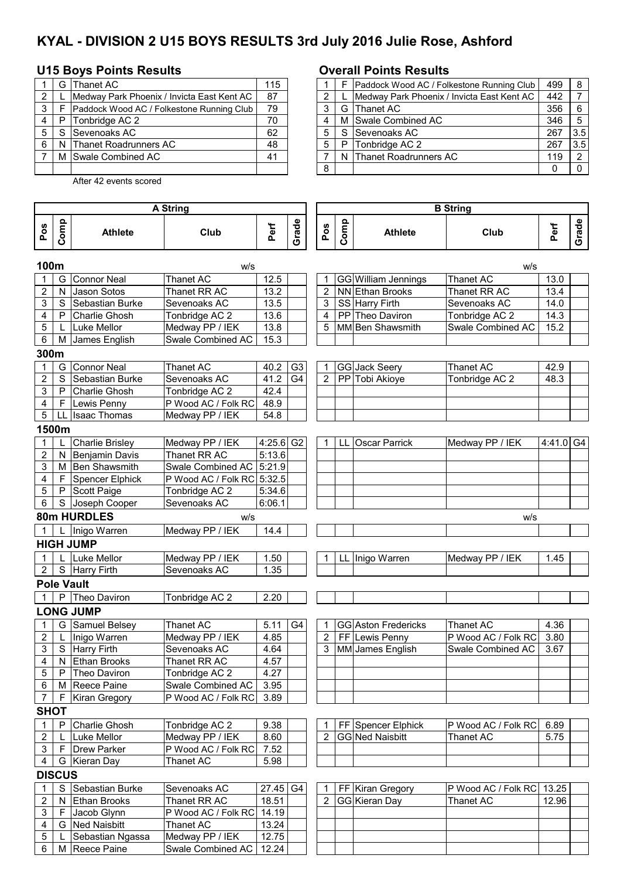# KYAL - DIVISION 2 U15 BOYS RESULTS 3rd July 2016 Julie Rose, Ashford

## U15 Boys Points Results

| | | | |
|---|---|---|---|
| 1 | G | Thanet AC | 115 |
| 2 | L | Medway Park Phoenix / Invicta East Kent AC | 87 |
| 3 | F | Paddock Wood AC / Folkestone Running Club | 79 |
| 4 | P | Tonbridge AC 2 | 70 |
| 5 | S | Sevenoaks AC | 62 |
| 6 | N | Thanet Roadrunners AC | 48 |
| 7 | M | Swale Combined AC | 41 |
| | | | |

After 42 events scored

## Overall Points Results

| | | | | |
|---|---|---|---|---|
| 1 | F | Paddock Wood AC / Folkestone Running Club | 499 | 8 |
| 2 | L | Medway Park Phoenix / Invicta East Kent AC | 442 | 7 |
| 3 | G | Thanet AC | 356 | 6 |
| 4 | M | Swale Combined AC | 346 | 5 |
| 5 | S | Sevenoaks AC | 267 | 3.5 |
| 5 | P | Tonbridge AC 2 | 267 | 3.5 |
| 7 | N | Thanet Roadrunners AC | 119 | 2 |
| 8 | | | 0 | 0 |

## A String

| Pos | Comp | Athlete | Club | Perf | Grade |
|---|---|---|---|---|---|
| **100m** | | | w/s | | |
| 1 | G | Connor Neal | Thanet AC | 12.5 | |
| 2 | N | Jason Sotos | Thanet RR AC | 13.2 | |
| 3 | S | Sebastian Burke | Sevenoaks AC | 13.5 | |
| 4 | P | Charlie Ghosh | Tonbridge AC 2 | 13.6 | |
| 5 | L | Luke Mellor | Medway PP / IEK | 13.8 | |
| 6 | M | James English | Swale Combined AC | 15.3 | |
| **300m** | | | | | |
| 1 | G | Connor Neal | Thanet AC | 40.2 | G3 |
| 2 | S | Sebastian Burke | Sevenoaks AC | 41.2 | G4 |
| 3 | P | Charlie Ghosh | Tonbridge AC 2 | 42.4 | |
| 4 | F | Lewis Penny | P Wood AC / Folk RC | 48.9 | |
| 5 | LL | Isaac Thomas | Medway PP / IEK | 54.8 | |
| **1500m** | | | | | |
| 1 | L | Charlie Brisley | Medway PP / IEK | 4:25.6 | G2 |
| 2 | N | Benjamin Davis | Thanet RR AC | 5:13.6 | |
| 3 | M | Ben Shawsmith | Swale Combined AC | 5:21.9 | |
| 4 | F | Spencer Elphick | P Wood AC / Folk RC | 5:32.5 | |
| 5 | P | Scott Paige | Tonbridge AC 2 | 5:34.6 | |
| 6 | S | Joseph Cooper | Sevenoaks AC | 6:06.1 | |
| **80m HURDLES** | | | w/s | | |
| 1 | L | Inigo Warren | Medway PP / IEK | 14.4 | |
| **HIGH JUMP** | | | | | |
| 1 | L | Luke Mellor | Medway PP / IEK | 1.50 | |
| 2 | S | Harry Firth | Sevenoaks AC | 1.35 | |
| **Pole Vault** | | | | | |
| 1 | P | Theo Daviron | Tonbridge AC 2 | 2.20 | |
| **LONG JUMP** | | | | | |
| 1 | G | Samuel Belsey | Thanet AC | 5.11 | G4 |
| 2 | L | Inigo Warren | Medway PP / IEK | 4.85 | |
| 3 | S | Harry Firth | Sevenoaks AC | 4.64 | |
| 4 | N | Ethan Brooks | Thanet RR AC | 4.57 | |
| 5 | P | Theo Daviron | Tonbridge AC 2 | 4.27 | |
| 6 | M | Reece Paine | Swale Combined AC | 3.95 | |
| 7 | F | Kiran Gregory | P Wood AC / Folk RC | 3.89 | |
| **SHOT** | | | | | |
| 1 | P | Charlie Ghosh | Tonbridge AC 2 | 9.38 | |
| 2 | L | Luke Mellor | Medway PP / IEK | 8.60 | |
| 3 | F | Drew Parker | P Wood AC / Folk RC | 7.52 | |
| 4 | G | Kieran Day | Thanet AC | 5.98 | |
| **DISCUS** | | | | | |
| 1 | S | Sebastian Burke | Sevenoaks AC | 27.45 | G4 |
| 2 | N | Ethan Brooks | Thanet RR AC | 18.51 | |
| 3 | F | Jacob Glynn | P Wood AC / Folk RC | 14.19 | |
| 4 | G | Ned Naisbitt | Thanet AC | 13.24 | |
| 5 | L | Sebastian Ngassa | Medway PP / IEK | 12.75 | |
| 6 | M | Reece Paine | Swale Combined AC | 12.24 | |

## B String

| Pos | Comp | Athlete | Club | Perf | Grade |
|---|---|---|---|---|---|
| **100m** | | | w/s | | |
| 1 | GG | William Jennings | Thanet AC | 13.0 | |
| 2 | NN | Ethan Brooks | Thanet RR AC | 13.4 | |
| 3 | SS | Harry Firth | Sevenoaks AC | 14.0 | |
| 4 | PP | Theo Daviron | Tonbridge AC 2 | 14.3 | |
| 5 | MM | Ben Shawsmith | Swale Combined AC | 15.2 | |
| **300m** | | | | | |
| 1 | GG | Jack Seery | Thanet AC | 42.9 | |
| 2 | PP | Tobi Akioye | Tonbridge AC 2 | 48.3 | |
| **1500m** | | | | | |
| 1 | LL | Oscar Parrick | Medway PP / IEK | 4:41.0 | G4 |
| **80m HURDLES** | | | w/s | | |
| **HIGH JUMP** | | | | | |
| 1 | LL | Inigo Warren | Medway PP / IEK | 1.45 | |
| **Pole Vault** | | | | | |
| **LONG JUMP** | | | | | |
| 1 | GG | Aston Fredericks | Thanet AC | 4.36 | |
| 2 | FF | Lewis Penny | P Wood AC / Folk RC | 3.80 | |
| 3 | MM | James English | Swale Combined AC | 3.67 | |
| **SHOT** | | | | | |
| 1 | FF | Spencer Elphick | P Wood AC / Folk RC | 6.89 | |
| 2 | GG | Ned Naisbitt | Thanet AC | 5.75 | |
| **DISCUS** | | | | | |
| 1 | FF | Kiran Gregory | P Wood AC / Folk RC | 13.25 | |
| 2 | GG | Kieran Day | Thanet AC | 12.96 | |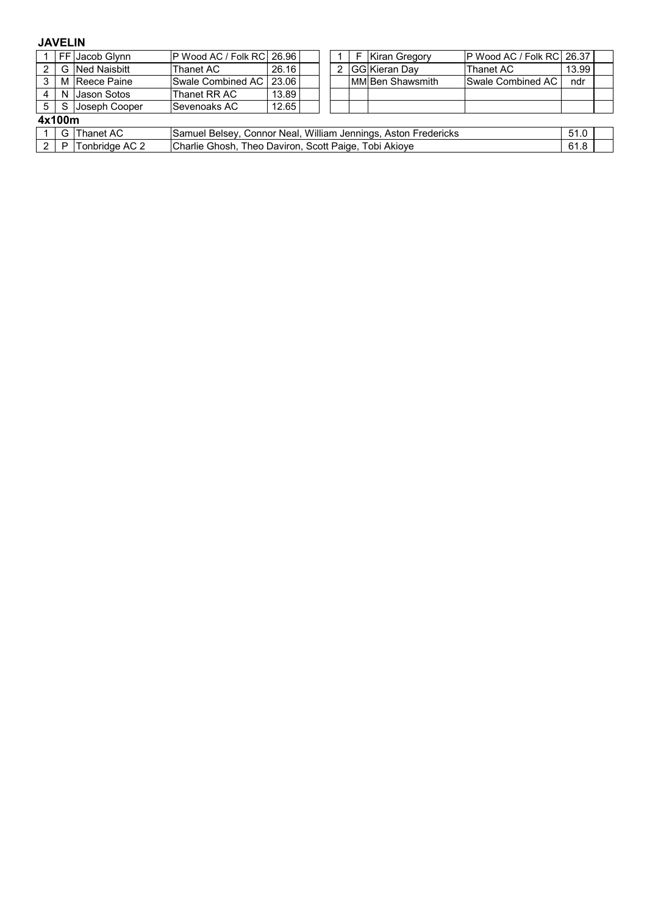**JAVELIN**

| | | | | | | | | | | | |
|---|---|---|---|---|---|---|---|---|---|---|---|
| 1 | FF | Jacob Glynn | P Wood AC / Folk RC | 26.96 | | 1 | F | Kiran Gregory | P Wood AC / Folk RC | 26.37 | |
| 2 | G | Ned Naisbitt | Thanet AC | 26.16 | | 2 | GG | Kieran Day | Thanet AC | 13.99 | |
| 3 | M | Reece Paine | Swale Combined AC | 23.06 | | | MM | Ben Shawsmith | Swale Combined AC | ndr | |
| 4 | N | Jason Sotos | Thanet RR AC | 13.89 | | | | | | | |
| 5 | S | Joseph Cooper | Sevenoaks AC | 12.65 | | | | | | | |

**4x100m**

| | | | | | |
|---|---|---|---|---|---|
| 1 | G | Thanet AC | Samuel Belsey, Connor Neal, William Jennings, Aston Fredericks | 51.0 | |
| 2 | P | Tonbridge AC 2 | Charlie Ghosh, Theo Daviron, Scott Paige, Tobi Akioye | 61.8 | |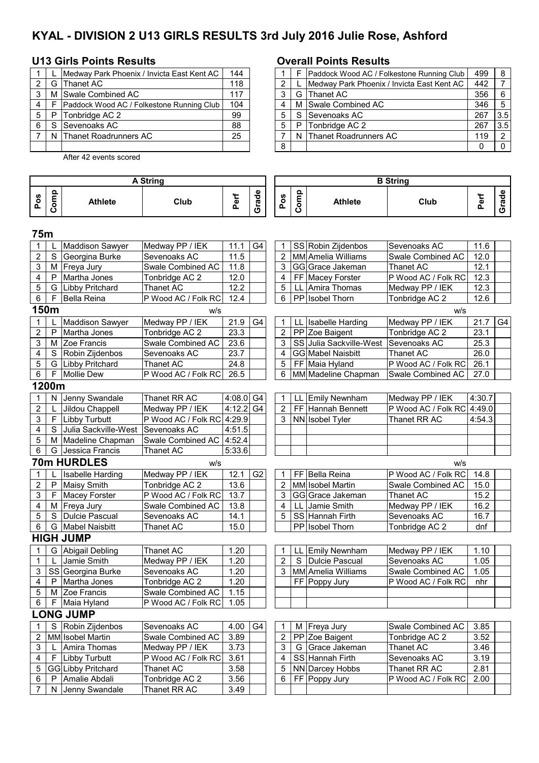# KYAL - DIVISION 2 U13 GIRLS RESULTS 3rd July 2016 Julie Rose, Ashford

## U13 Girls Points Results

| | | | |
|---|---|---|---|
| 1 | L | Medway Park Phoenix / Invicta East Kent AC | 144 |
| 2 | G | Thanet AC | 118 |
| 3 | M | Swale Combined AC | 117 |
| 4 | F | Paddock Wood AC / Folkestone Running Club | 104 |
| 5 | P | Tonbridge AC 2 | 99 |
| 6 | S | Sevenoaks AC | 88 |
| 7 | N | Thanet Roadrunners AC | 25 |
| | | | |

After 42 events scored

## Overall Points Results

| | | | | |
|---|---|---|---|---|
| 1 | F | Paddock Wood AC / Folkestone Running Club | 499 | 8 |
| 2 | L | Medway Park Phoenix / Invicta East Kent AC | 442 | 7 |
| 3 | G | Thanet AC | 356 | 6 |
| 4 | M | Swale Combined AC | 346 | 5 |
| 5 | S | Sevenoaks AC | 267 | 3.5 |
| 5 | P | Tonbridge AC 2 | 267 | 3.5 |
| 7 | N | Thanet Roadrunners AC | 119 | 2 |
| 8 | | | 0 | 0 |

## A String / B String

| Pos | Comp | Athlete | Club | Perf | Grade | Pos | Comp | Athlete | Club | Perf | Grade |
|---|---|---|---|---|---|---|---|---|---|---|---|
| **75m** | | | | | | | | | | | |
| 1 | L | Maddison Sawyer | Medway PP / IEK | 11.1 | G4 | 1 | SS | Robin Zijdenbos | Sevenoaks AC | 11.6 | |
| 2 | S | Georgina Burke | Sevenoaks AC | 11.5 | | 2 | MM | Amelia Williams | Swale Combined AC | 12.0 | |
| 3 | M | Freya Jury | Swale Combined AC | 11.8 | | 3 | GG | Grace Jakeman | Thanet AC | 12.1 | |
| 4 | P | Martha Jones | Tonbridge AC 2 | 12.0 | | 4 | FF | Macey Forster | P Wood AC / Folk RC | 12.3 | |
| 5 | G | Libby Pritchard | Thanet AC | 12.2 | | 5 | LL | Amira Thomas | Medway PP / IEK | 12.3 | |
| 6 | F | Bella Reina | P Wood AC / Folk RC | 12.4 | | 6 | PP | Isobel Thorn | Tonbridge AC 2 | 12.6 | |
| **150m** | | | w/s | | | | | | w/s | | |
| 1 | L | Maddison Sawyer | Medway PP / IEK | 21.9 | G4 | 1 | LL | Isabelle Harding | Medway PP / IEK | 21.7 | G4 |
| 2 | P | Martha Jones | Tonbridge AC 2 | 23.3 | | 2 | PP | Zoe Baigent | Tonbridge AC 2 | 23.1 | |
| 3 | M | Zoe Francis | Swale Combined AC | 23.6 | | 3 | SS | Julia Sackville-West | Sevenoaks AC | 25.3 | |
| 4 | S | Robin Zijdenbos | Sevenoaks AC | 23.7 | | 4 | GG | Mabel Naisbitt | Thanet AC | 26.0 | |
| 5 | G | Libby Pritchard | Thanet AC | 24.8 | | 5 | FF | Maia Hyland | P Wood AC / Folk RC | 26.1 | |
| 6 | F | Mollie Dew | P Wood AC / Folk RC | 26.5 | | 6 | MM | Madeline Chapman | Swale Combined AC | 27.0 | |
| **1200m** | | | | | | | | | | | |
| 1 | N | Jenny Swandale | Thanet RR AC | 4:08.0 | G4 | 1 | LL | Emily Newnham | Medway PP / IEK | 4:30.7 | |
| 2 | L | Jildou Chappell | Medway PP / IEK | 4:12.2 | G4 | 2 | FF | Hannah Bennett | P Wood AC / Folk RC | 4:49.0 | |
| 3 | F | Libby Turbutt | P Wood AC / Folk RC | 4:29.9 | | 3 | NN | Isobel Tyler | Thanet RR AC | 4:54.3 | |
| 4 | S | Julia Sackville-West | Sevenoaks AC | 4:51.5 | | | | | | | |
| 5 | M | Madeline Chapman | Swale Combined AC | 4:52.4 | | | | | | | |
| 6 | G | Jessica Francis | Thanet AC | 5:33.6 | | | | | | | |
| **70m HURDLES** | | | w/s | | | | | | w/s | | |
| 1 | L | Isabelle Harding | Medway PP / IEK | 12.1 | G2 | 1 | FF | Bella Reina | P Wood AC / Folk RC | 14.8 | |
| 2 | P | Maisy Smith | Tonbridge AC 2 | 13.6 | | 2 | MM | Isobel Martin | Swale Combined AC | 15.0 | |
| 3 | F | Macey Forster | P Wood AC / Folk RC | 13.7 | | 3 | GG | Grace Jakeman | Thanet AC | 15.2 | |
| 4 | M | Freya Jury | Swale Combined AC | 13.8 | | 4 | LL | Jamie Smith | Medway PP / IEK | 16.2 | |
| 5 | S | Dulcie Pascual | Sevenoaks AC | 14.1 | | 5 | SS | Hannah Firth | Sevenoaks AC | 16.7 | |
| 6 | G | Mabel Naisbitt | Thanet AC | 15.0 | | | PP | Isobel Thorn | Tonbridge AC 2 | dnf | |
| **HIGH JUMP** | | | | | | | | | | | |
| 1 | G | Abigail Debling | Thanet AC | 1.20 | | 1 | LL | Emily Newnham | Medway PP / IEK | 1.10 | |
| 1 | L | Jamie Smith | Medway PP / IEK | 1.20 | | 2 | S | Dulcie Pascual | Sevenoaks AC | 1.05 | |
| 3 | SS | Georgina Burke | Sevenoaks AC | 1.20 | | 3 | MM | Amelia Williams | Swale Combined AC | 1.05 | |
| 4 | P | Martha Jones | Tonbridge AC 2 | 1.20 | | | FF | Poppy Jury | P Wood AC / Folk RC | nhr | |
| 5 | M | Zoe Francis | Swale Combined AC | 1.15 | | | | | | | |
| 6 | F | Maia Hyland | P Wood AC / Folk RC | 1.05 | | | | | | | |
| **LONG JUMP** | | | | | | | | | | | |
| 1 | S | Robin Zijdenbos | Sevenoaks AC | 4.00 | G4 | 1 | M | Freya Jury | Swale Combined AC | 3.85 | |
| 2 | MM | Isobel Martin | Swale Combined AC | 3.89 | | 2 | PP | Zoe Baigent | Tonbridge AC 2 | 3.52 | |
| 3 | L | Amira Thomas | Medway PP / IEK | 3.73 | | 3 | G | Grace Jakeman | Thanet AC | 3.46 | |
| 4 | F | Libby Turbutt | P Wood AC / Folk RC | 3.61 | | 4 | SS | Hannah Firth | Sevenoaks AC | 3.19 | |
| 5 | GG | Libby Pritchard | Thanet AC | 3.58 | | 5 | NN | Darcey Hobbs | Thanet RR AC | 2.81 | |
| 6 | P | Amalie Abdali | Tonbridge AC 2 | 3.56 | | 6 | FF | Poppy Jury | P Wood AC / Folk RC | 2.00 | |
| 7 | N | Jenny Swandale | Thanet RR AC | 3.49 | | | | | | | |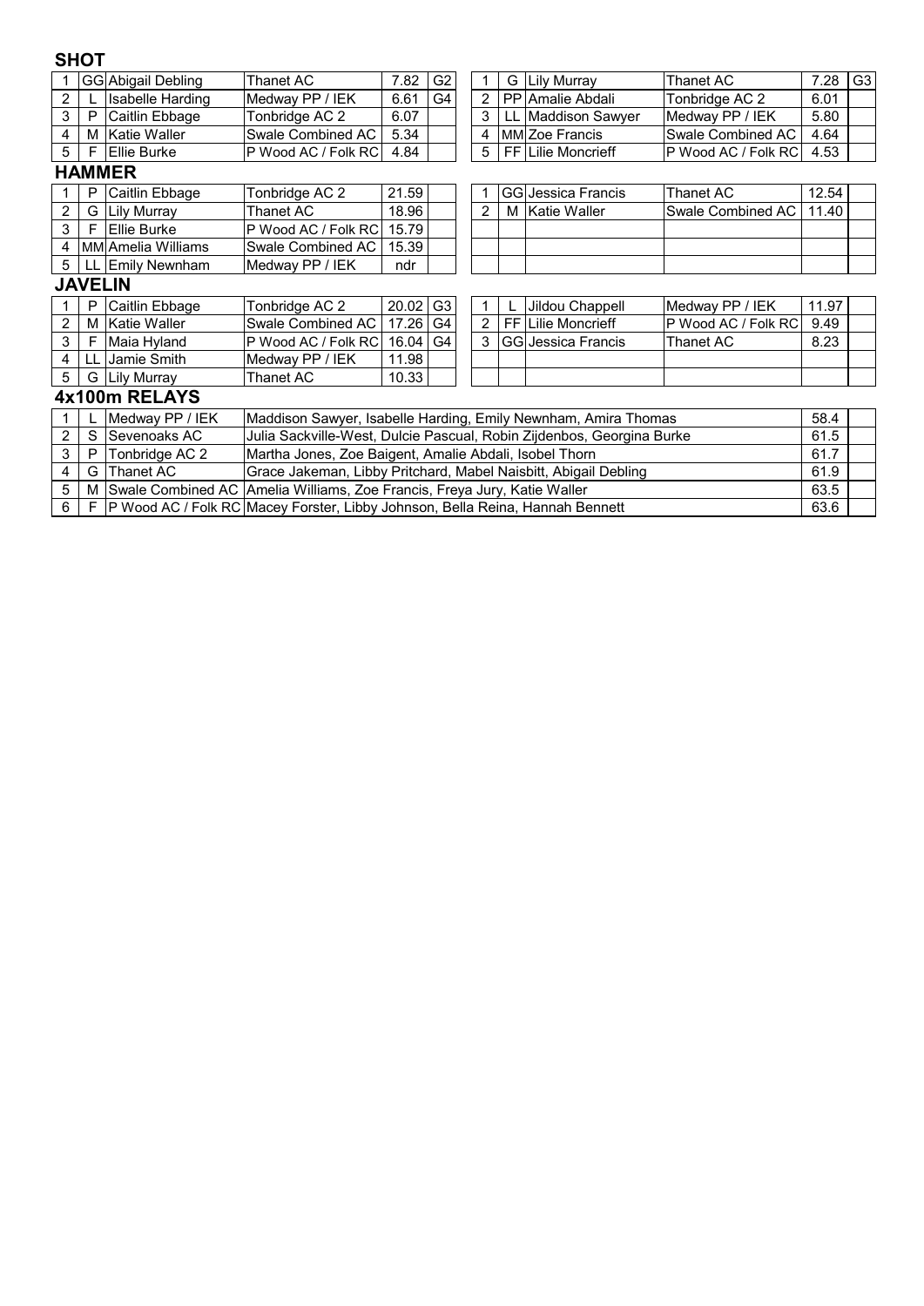## SHOT

| | | | | | |
|---|---|---|---|---|---|
| 1 | GG | Abigail Debling | Thanet AC | 7.82 | G2 |
| 2 | L | Isabelle Harding | Medway PP / IEK | 6.61 | G4 |
| 3 | P | Caitlin Ebbage | Tonbridge AC 2 | 6.07 | |
| 4 | M | Katie Waller | Swale Combined AC | 5.34 | |
| 5 | F | Ellie Burke | P Wood AC / Folk RC | 4.84 | |

| | | | | | |
|---|---|---|---|---|---|
| 1 | G | Lily Murray | Thanet AC | 7.28 | G3 |
| 2 | PP | Amalie Abdali | Tonbridge AC 2 | 6.01 | |
| 3 | LL | Maddison Sawyer | Medway PP / IEK | 5.80 | |
| 4 | MM | Zoe Francis | Swale Combined AC | 4.64 | |
| 5 | FF | Lilie Moncrieff | P Wood AC / Folk RC | 4.53 | |

## HAMMER

| | | | | | |
|---|---|---|---|---|---|
| 1 | P | Caitlin Ebbage | Tonbridge AC 2 | 21.59 | |
| 2 | G | Lily Murray | Thanet AC | 18.96 | |
| 3 | F | Ellie Burke | P Wood AC / Folk RC | 15.79 | |
| 4 | MM | Amelia Williams | Swale Combined AC | 15.39 | |
| 5 | LL | Emily Newnham | Medway PP / IEK | ndr | |

| | | | | | |
|---|---|---|---|---|---|
| 1 | GG | Jessica Francis | Thanet AC | 12.54 | |
| 2 | M | Katie Waller | Swale Combined AC | 11.40 | |

## JAVELIN

| | | | | | |
|---|---|---|---|---|---|
| 1 | P | Caitlin Ebbage | Tonbridge AC 2 | 20.02 | G3 |
| 2 | M | Katie Waller | Swale Combined AC | 17.26 | G4 |
| 3 | F | Maia Hyland | P Wood AC / Folk RC | 16.04 | G4 |
| 4 | LL | Jamie Smith | Medway PP / IEK | 11.98 | |
| 5 | G | Lily Murray | Thanet AC | 10.33 | |

| | | | | | |
|---|---|---|---|---|---|
| 1 | L | Jildou Chappell | Medway PP / IEK | 11.97 | |
| 2 | FF | Lilie Moncrieff | P Wood AC / Folk RC | 9.49 | |
| 3 | GG | Jessica Francis | Thanet AC | 8.23 | |

## 4x100m RELAYS

| | | | | | |
|---|---|---|---|---|---|
| 1 | L | Medway PP / IEK | Maddison Sawyer, Isabelle Harding, Emily Newnham, Amira Thomas | 58.4 | |
| 2 | S | Sevenoaks AC | Julia Sackville-West, Dulcie Pascual, Robin Zijdenbos, Georgina Burke | 61.5 | |
| 3 | P | Tonbridge AC 2 | Martha Jones, Zoe Baigent, Amalie Abdali, Isobel Thorn | 61.7 | |
| 4 | G | Thanet AC | Grace Jakeman, Libby Pritchard, Mabel Naisbitt, Abigail Debling | 61.9 | |
| 5 | M | Swale Combined AC | Amelia Williams, Zoe Francis, Freya Jury, Katie Waller | 63.5 | |
| 6 | F | P Wood AC / Folk RC | Macey Forster, Libby Johnson, Bella Reina, Hannah Bennett | 63.6 | |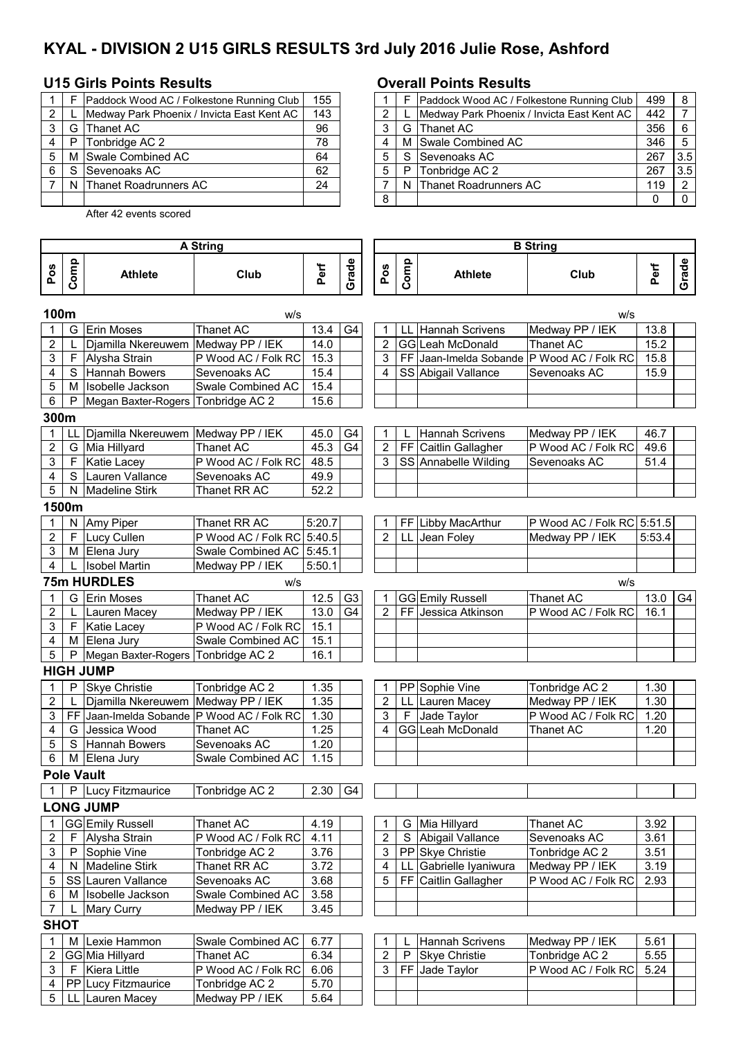# KYAL - DIVISION 2 U15 GIRLS RESULTS 3rd July 2016 Julie Rose, Ashford

## U15 Girls Points Results

| | | | |
|---|---|---|---|
| 1 | F | Paddock Wood AC / Folkestone Running Club | 155 |
| 2 | L | Medway Park Phoenix / Invicta East Kent AC | 143 |
| 3 | G | Thanet AC | 96 |
| 4 | P | Tonbridge AC 2 | 78 |
| 5 | M | Swale Combined AC | 64 |
| 6 | S | Sevenoaks AC | 62 |
| 7 | N | Thanet Roadrunners AC | 24 |
| | | | |

After 42 events scored

## Overall Points Results

| | | | | |
|---|---|---|---|---|
| 1 | F | Paddock Wood AC / Folkestone Running Club | 499 | 8 |
| 2 | L | Medway Park Phoenix / Invicta East Kent AC | 442 | 7 |
| 3 | G | Thanet AC | 356 | 6 |
| 4 | M | Swale Combined AC | 346 | 5 |
| 5 | S | Sevenoaks AC | 267 | 3.5 |
| 5 | P | Tonbridge AC 2 | 267 | 3.5 |
| 7 | N | Thanet Roadrunners AC | 119 | 2 |
| 8 | | | 0 | 0 |

## A String / B String

| Pos | Comp | Athlete | Club | Perf | Grade | Pos | Comp | Athlete | Club | Perf | Grade |
|---|---|---|---|---|---|---|---|---|---|---|---|
| **100m** | | | w/s | | | | | | w/s | | |
| 1 | G | Erin Moses | Thanet AC | 13.4 | G4 | 1 | LL | Hannah Scrivens | Medway PP / IEK | 13.8 | |
| 2 | L | Djamilla Nkereuwem | Medway PP / IEK | 14.0 | | 2 | GG | Leah McDonald | Thanet AC | 15.2 | |
| 3 | F | Alysha Strain | P Wood AC / Folk RC | 15.3 | | 3 | FF | Jaan-Imelda Sobande | P Wood AC / Folk RC | 15.8 | |
| 4 | S | Hannah Bowers | Sevenoaks AC | 15.4 | | 4 | SS | Abigail Vallance | Sevenoaks AC | 15.9 | |
| 5 | M | Isobelle Jackson | Swale Combined AC | 15.4 | | | | | | | |
| 6 | P | Megan Baxter-Rogers | Tonbridge AC 2 | 15.6 | | | | | | | |
| **300m** | | | | | | | | | | | |
| 1 | LL | Djamilla Nkereuwem | Medway PP / IEK | 45.0 | G4 | 1 | L | Hannah Scrivens | Medway PP / IEK | 46.7 | |
| 2 | G | Mia Hillyard | Thanet AC | 45.3 | G4 | 2 | FF | Caitlin Gallagher | P Wood AC / Folk RC | 49.6 | |
| 3 | F | Katie Lacey | P Wood AC / Folk RC | 48.5 | | 3 | SS | Annabelle Wilding | Sevenoaks AC | 51.4 | |
| 4 | S | Lauren Vallance | Sevenoaks AC | 49.9 | | | | | | | |
| 5 | N | Madeline Stirk | Thanet RR AC | 52.2 | | | | | | | |
| **1500m** | | | | | | | | | | | |
| 1 | N | Amy Piper | Thanet RR AC | 5:20.7 | | 1 | FF | Libby MacArthur | P Wood AC / Folk RC | 5:51.5 | |
| 2 | F | Lucy Cullen | P Wood AC / Folk RC | 5:40.5 | | 2 | LL | Jean Foley | Medway PP / IEK | 5:53.4 | |
| 3 | M | Elena Jury | Swale Combined AC | 5:45.1 | | | | | | | |
| 4 | L | Isobel Martin | Medway PP / IEK | 5:50.1 | | | | | | | |
| **75m HURDLES** | | | w/s | | | | | | w/s | | |
| 1 | G | Erin Moses | Thanet AC | 12.5 | G3 | 1 | GG | Emily Russell | Thanet AC | 13.0 | G4 |
| 2 | L | Lauren Macey | Medway PP / IEK | 13.0 | G4 | 2 | FF | Jessica Atkinson | P Wood AC / Folk RC | 16.1 | |
| 3 | F | Katie Lacey | P Wood AC / Folk RC | 15.1 | | | | | | | |
| 4 | M | Elena Jury | Swale Combined AC | 15.1 | | | | | | | |
| 5 | P | Megan Baxter-Rogers | Tonbridge AC 2 | 16.1 | | | | | | | |
| **HIGH JUMP** | | | | | | | | | | | |
| 1 | P | Skye Christie | Tonbridge AC 2 | 1.35 | | 1 | PP | Sophie Vine | Tonbridge AC 2 | 1.30 | |
| 2 | L | Djamilla Nkereuwem | Medway PP / IEK | 1.35 | | 2 | LL | Lauren Macey | Medway PP / IEK | 1.30 | |
| 3 | FF | Jaan-Imelda Sobande | P Wood AC / Folk RC | 1.30 | | 3 | F | Jade Taylor | P Wood AC / Folk RC | 1.20 | |
| 4 | G | Jessica Wood | Thanet AC | 1.25 | | 4 | GG | Leah McDonald | Thanet AC | 1.20 | |
| 5 | S | Hannah Bowers | Sevenoaks AC | 1.20 | | | | | | | |
| 6 | M | Elena Jury | Swale Combined AC | 1.15 | | | | | | | |
| **Pole Vault** | | | | | | | | | | | |
| 1 | P | Lucy Fitzmaurice | Tonbridge AC 2 | 2.30 | G4 | | | | | | |
| **LONG JUMP** | | | | | | | | | | | |
| 1 | GG | Emily Russell | Thanet AC | 4.19 | | 1 | G | Mia Hillyard | Thanet AC | 3.92 | |
| 2 | F | Alysha Strain | P Wood AC / Folk RC | 4.11 | | 2 | S | Abigail Vallance | Sevenoaks AC | 3.61 | |
| 3 | P | Sophie Vine | Tonbridge AC 2 | 3.76 | | 3 | PP | Skye Christie | Tonbridge AC 2 | 3.51 | |
| 4 | N | Madeline Stirk | Thanet RR AC | 3.72 | | 4 | LL | Gabrielle Iyaniwura | Medway PP / IEK | 3.19 | |
| 5 | SS | Lauren Vallance | Sevenoaks AC | 3.68 | | 5 | FF | Caitlin Gallagher | P Wood AC / Folk RC | 2.93 | |
| 6 | M | Isobelle Jackson | Swale Combined AC | 3.58 | | | | | | | |
| 7 | L | Mary Curry | Medway PP / IEK | 3.45 | | | | | | | |
| **SHOT** | | | | | | | | | | | |
| 1 | M | Lexie Hammon | Swale Combined AC | 6.77 | | 1 | L | Hannah Scrivens | Medway PP / IEK | 5.61 | |
| 2 | GG | Mia Hillyard | Thanet AC | 6.34 | | 2 | P | Skye Christie | Tonbridge AC 2 | 5.55 | |
| 3 | F | Kiera Little | P Wood AC / Folk RC | 6.06 | | 3 | FF | Jade Taylor | P Wood AC / Folk RC | 5.24 | |
| 4 | PP | Lucy Fitzmaurice | Tonbridge AC 2 | 5.70 | | | | | | | |
| 5 | LL | Lauren Macey | Medway PP / IEK | 5.64 | | | | | | | |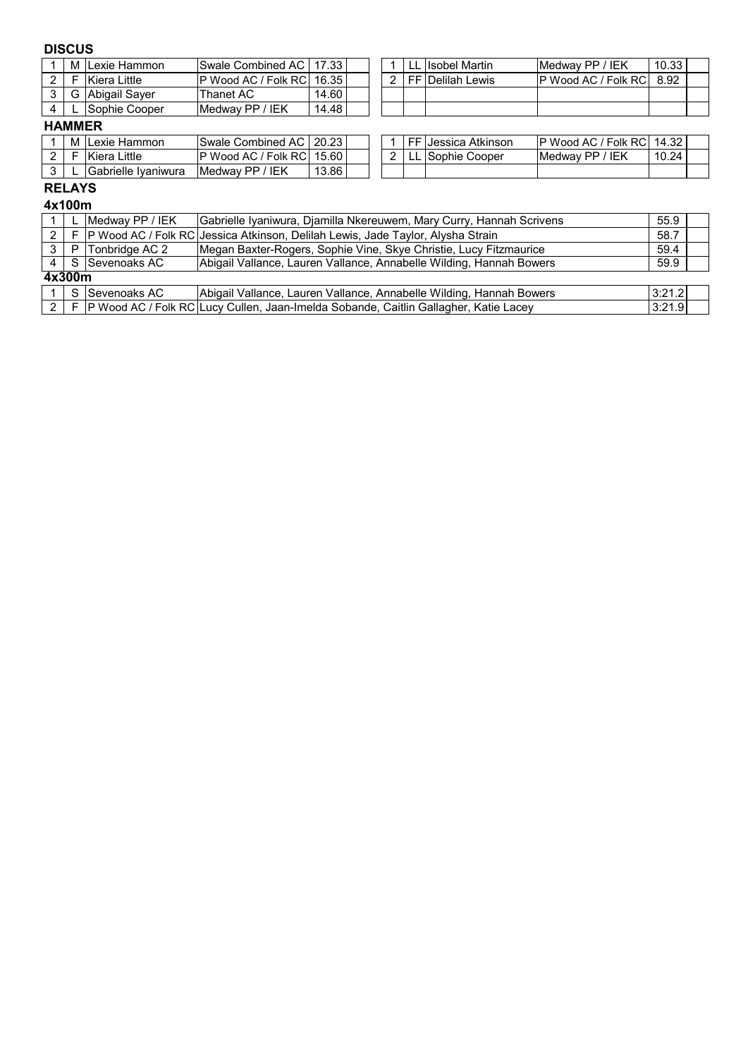### DISCUS

| | | | | | |
|---|---|---|---|---|---|
| 1 | M | Lexie Hammon | Swale Combined AC | 17.33 | |
| 2 | F | Kiera Little | P Wood AC / Folk RC | 16.35 | |
| 3 | G | Abigail Sayer | Thanet AC | 14.60 | |
| 4 | L | Sophie Cooper | Medway PP / IEK | 14.48 | |

| | | | | | |
|---|---|---|---|---|---|
| 1 | LL | Isobel Martin | Medway PP / IEK | 10.33 | |
| 2 | FF | Delilah Lewis | P Wood AC / Folk RC | 8.92 | |

### HAMMER

| | | | | | |
|---|---|---|---|---|---|
| 1 | M | Lexie Hammon | Swale Combined AC | 20.23 | |
| 2 | F | Kiera Little | P Wood AC / Folk RC | 15.60 | |
| 3 | L | Gabrielle Iyaniwura | Medway PP / IEK | 13.86 | |

| | | | | | |
|---|---|---|---|---|---|
| 1 | FF | Jessica Atkinson | P Wood AC / Folk RC | 14.32 | |
| 2 | LL | Sophie Cooper | Medway PP / IEK | 10.24 | |

### RELAYS

#### 4x100m

| | | | | | |
|---|---|---|---|---|---|
| 1 | L | Medway PP / IEK | Gabrielle Iyaniwura, Djamilla Nkereuwem, Mary Curry, Hannah Scrivens | 55.9 | |
| 2 | F | P Wood AC / Folk RC | Jessica Atkinson, Delilah Lewis, Jade Taylor, Alysha Strain | 58.7 | |
| 3 | P | Tonbridge AC 2 | Megan Baxter-Rogers, Sophie Vine, Skye Christie, Lucy Fitzmaurice | 59.4 | |
| 4 | S | Sevenoaks AC | Abigail Vallance, Lauren Vallance, Annabelle Wilding, Hannah Bowers | 59.9 | |

#### 4x300m

| | | | | | |
|---|---|---|---|---|---|
| 1 | S | Sevenoaks AC | Abigail Vallance, Lauren Vallance, Annabelle Wilding, Hannah Bowers | 3:21.2 | |
| 2 | F | P Wood AC / Folk RC | Lucy Cullen, Jaan-Imelda Sobande, Caitlin Gallagher, Katie Lacey | 3:21.9 | |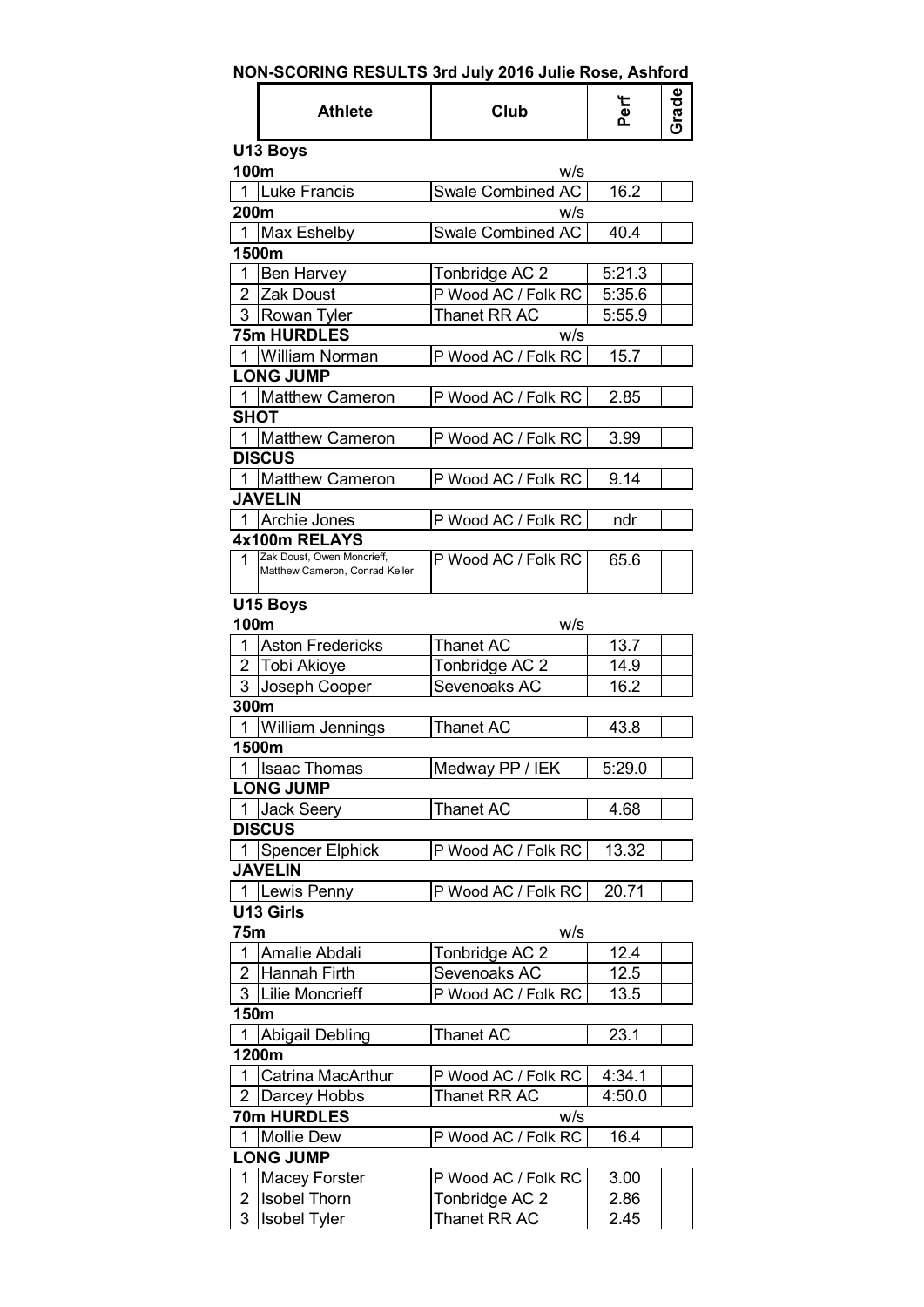# NON-SCORING RESULTS 3rd July 2016 Julie Rose, Ashford

| | Athlete | Club | Perf | Grade |
|---|---|---|---|---|
| **U13 Boys** | | | | |
| **100m** | | w/s | | |
| 1 | Luke Francis | Swale Combined AC | 16.2 | |
| **200m** | | w/s | | |
| 1 | Max Eshelby | Swale Combined AC | 40.4 | |
| **1500m** | | | | |
| 1 | Ben Harvey | Tonbridge AC 2 | 5:21.3 | |
| 2 | Zak Doust | P Wood AC / Folk RC | 5:35.6 | |
| 3 | Rowan Tyler | Thanet RR AC | 5:55.9 | |
| **75m HURDLES** | | w/s | | |
| 1 | William Norman | P Wood AC / Folk RC | 15.7 | |
| **LONG JUMP** | | | | |
| 1 | Matthew Cameron | P Wood AC / Folk RC | 2.85 | |
| **SHOT** | | | | |
| 1 | Matthew Cameron | P Wood AC / Folk RC | 3.99 | |
| **DISCUS** | | | | |
| 1 | Matthew Cameron | P Wood AC / Folk RC | 9.14 | |
| **JAVELIN** | | | | |
| 1 | Archie Jones | P Wood AC / Folk RC | ndr | |
| **4x100m RELAYS** | | | | |
| 1 | Zak Doust, Owen Moncrieff, Matthew Cameron, Conrad Keller | P Wood AC / Folk RC | 65.6 | |
| **U15 Boys** | | | | |
| **100m** | | w/s | | |
| 1 | Aston Fredericks | Thanet AC | 13.7 | |
| 2 | Tobi Akioye | Tonbridge AC 2 | 14.9 | |
| 3 | Joseph Cooper | Sevenoaks AC | 16.2 | |
| **300m** | | | | |
| 1 | William Jennings | Thanet AC | 43.8 | |
| **1500m** | | | | |
| 1 | Isaac Thomas | Medway PP / IEK | 5:29.0 | |
| **LONG JUMP** | | | | |
| 1 | Jack Seery | Thanet AC | 4.68 | |
| **DISCUS** | | | | |
| 1 | Spencer Elphick | P Wood AC / Folk RC | 13.32 | |
| **JAVELIN** | | | | |
| 1 | Lewis Penny | P Wood AC / Folk RC | 20.71 | |
| **U13 Girls** | | | | |
| **75m** | | w/s | | |
| 1 | Amalie Abdali | Tonbridge AC 2 | 12.4 | |
| 2 | Hannah Firth | Sevenoaks AC | 12.5 | |
| 3 | Lilie Moncrieff | P Wood AC / Folk RC | 13.5 | |
| **150m** | | | | |
| 1 | Abigail Debling | Thanet AC | 23.1 | |
| **1200m** | | | | |
| 1 | Catrina MacArthur | P Wood AC / Folk RC | 4:34.1 | |
| 2 | Darcey Hobbs | Thanet RR AC | 4:50.0 | |
| **70m HURDLES** | | w/s | | |
| 1 | Mollie Dew | P Wood AC / Folk RC | 16.4 | |
| **LONG JUMP** | | | | |
| 1 | Macey Forster | P Wood AC / Folk RC | 3.00 | |
| 2 | Isobel Thorn | Tonbridge AC 2 | 2.86 | |
| 3 | Isobel Tyler | Thanet RR AC | 2.45 | |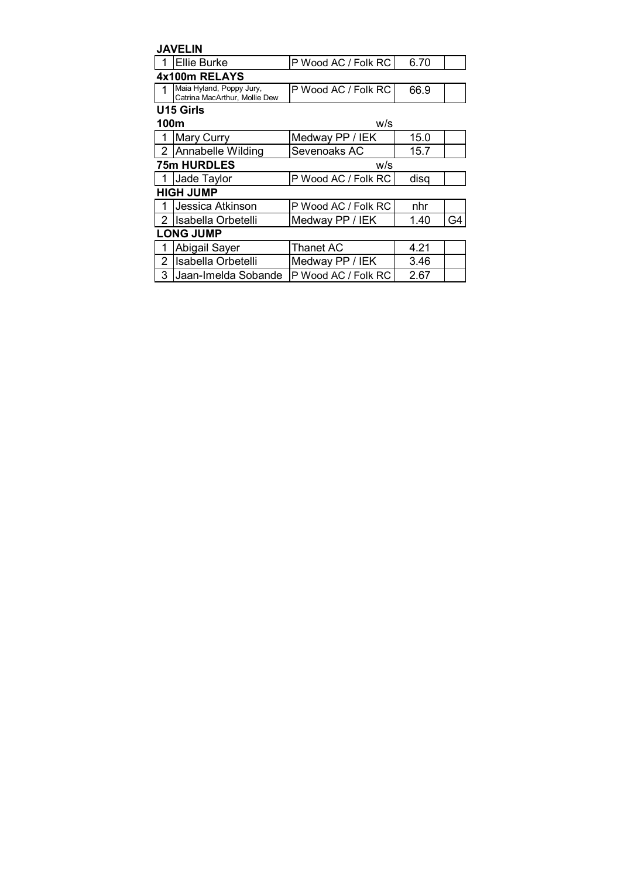**JAVELIN**

| | | | | |
|---|---|---|---|---|
| 1 | Ellie Burke | P Wood AC / Folk RC | 6.70 | |

**4x100m RELAYS**

| | | | | |
|---|---|---|---|---|
| 1 | Maia Hyland, Poppy Jury, Catrina MacArthur, Mollie Dew | P Wood AC / Folk RC | 66.9 | |

## U15 Girls

**100m** w/s

| | | | | |
|---|---|---|---|---|
| 1 | Mary Curry | Medway PP / IEK | 15.0 | |
| 2 | Annabelle Wilding | Sevenoaks AC | 15.7 | |

**75m HURDLES** w/s

| | | | | |
|---|---|---|---|---|
| 1 | Jade Taylor | P Wood AC / Folk RC | disq | |

**HIGH JUMP**

| | | | | |
|---|---|---|---|---|
| 1 | Jessica Atkinson | P Wood AC / Folk RC | nhr | |
| 2 | Isabella Orbetelli | Medway PP / IEK | 1.40 | G4 |

**LONG JUMP**

| | | | | |
|---|---|---|---|---|
| 1 | Abigail Sayer | Thanet AC | 4.21 | |
| 2 | Isabella Orbetelli | Medway PP / IEK | 3.46 | |
| 3 | Jaan-Imelda Sobande | P Wood AC / Folk RC | 2.67 | |